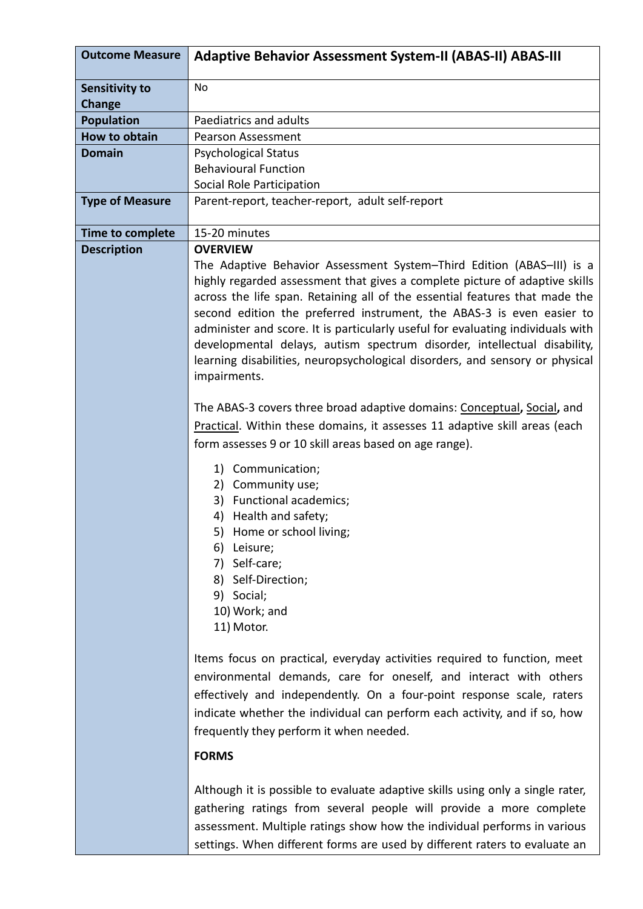| Outcome Measure | Adaptive Behavior Assessment System-II (ABAS-II) ABAS-III |
|---|---|
| Sensitivity to Change | No |
| Population | Paediatrics and adults |
| How to obtain | Pearson Assessment |
| Domain | Psychological Status<br>Behavioural Function<br>Social Role Participation |
| Type of Measure | Parent-report, teacher-report, adult self-report |
| Time to complete | 15-20 minutes |
| Description | **OVERVIEW**<br>The Adaptive Behavior Assessment System–Third Edition (ABAS–III) is a highly regarded assessment that gives a complete picture of adaptive skills across the life span. Retaining all of the essential features that made the second edition the preferred instrument, the ABAS-3 is even easier to administer and score. It is particularly useful for evaluating individuals with developmental delays, autism spectrum disorder, intellectual disability, learning disabilities, neuropsychological disorders, and sensory or physical impairments.<br><br>The ABAS-3 covers three broad adaptive domains: Conceptual, Social, and Practical. Within these domains, it assesses 11 adaptive skill areas (each form assesses 9 or 10 skill areas based on age range).<br><br>1) Communication;<br>2) Community use;<br>3) Functional academics;<br>4) Health and safety;<br>5) Home or school living;<br>6) Leisure;<br>7) Self-care;<br>8) Self-Direction;<br>9) Social;<br>10) Work; and<br>11) Motor.<br><br>Items focus on practical, everyday activities required to function, meet environmental demands, care for oneself, and interact with others effectively and independently. On a four-point response scale, raters indicate whether the individual can perform each activity, and if so, how frequently they perform it when needed.<br><br>**FORMS**<br><br>Although it is possible to evaluate adaptive skills using only a single rater, gathering ratings from several people will provide a more complete assessment. Multiple ratings show how the individual performs in various settings. When different forms are used by different raters to evaluate an |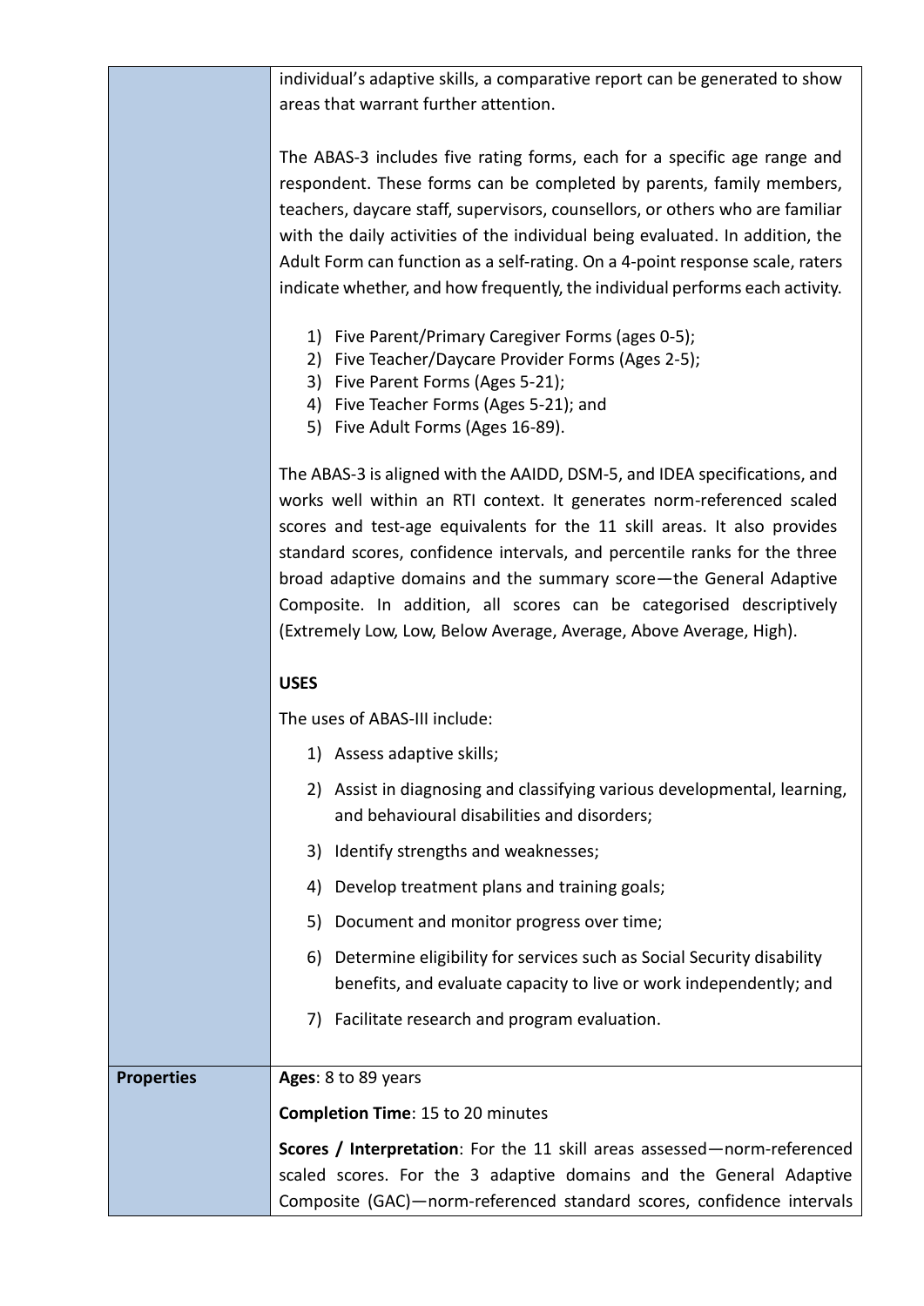| | |
|---|---|
| | individual's adaptive skills, a comparative report can be generated to show areas that warrant further attention.<br><br>The ABAS-3 includes five rating forms, each for a specific age range and respondent. These forms can be completed by parents, family members, teachers, daycare staff, supervisors, counsellors, or others who are familiar with the daily activities of the individual being evaluated. In addition, the Adult Form can function as a self-rating. On a 4-point response scale, raters indicate whether, and how frequently, the individual performs each activity.<br><br>1) Five Parent/Primary Caregiver Forms (ages 0-5);<br>2) Five Teacher/Daycare Provider Forms (Ages 2-5);<br>3) Five Parent Forms (Ages 5-21);<br>4) Five Teacher Forms (Ages 5-21); and<br>5) Five Adult Forms (Ages 16-89).<br><br>The ABAS-3 is aligned with the AAIDD, DSM-5, and IDEA specifications, and works well within an RTI context. It generates norm-referenced scaled scores and test-age equivalents for the 11 skill areas. It also provides standard scores, confidence intervals, and percentile ranks for the three broad adaptive domains and the summary score—the General Adaptive Composite. In addition, all scores can be categorised descriptively (Extremely Low, Low, Below Average, Average, Above Average, High).<br><br>**USES**<br><br>The uses of ABAS-III include:<br><br>1) Assess adaptive skills;<br>2) Assist in diagnosing and classifying various developmental, learning, and behavioural disabilities and disorders;<br>3) Identify strengths and weaknesses;<br>4) Develop treatment plans and training goals;<br>5) Document and monitor progress over time;<br>6) Determine eligibility for services such as Social Security disability benefits, and evaluate capacity to live or work independently; and<br>7) Facilitate research and program evaluation. |
| **Properties** | **Ages**: 8 to 89 years<br><br>**Completion Time**: 15 to 20 minutes<br><br>**Scores / Interpretation**: For the 11 skill areas assessed—norm-referenced scaled scores. For the 3 adaptive domains and the General Adaptive Composite (GAC)—norm-referenced standard scores, confidence intervals |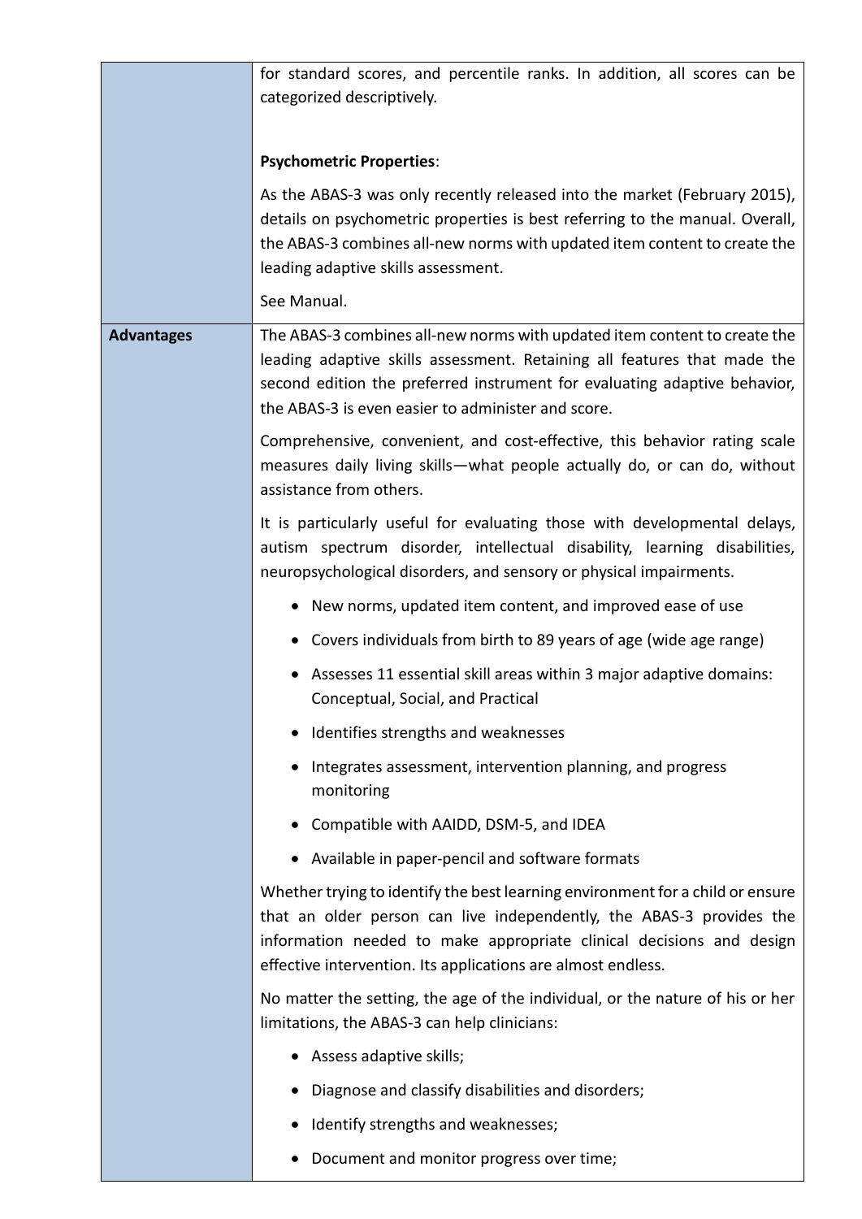| | |
|---|---|
| | for standard scores, and percentile ranks. In addition, all scores can be categorized descriptively.<br><br>**Psychometric Properties**:<br><br>As the ABAS-3 was only recently released into the market (February 2015), details on psychometric properties is best referring to the manual. Overall, the ABAS-3 combines all-new norms with updated item content to create the leading adaptive skills assessment.<br><br>See Manual. |
| **Advantages** | The ABAS-3 combines all-new norms with updated item content to create the leading adaptive skills assessment. Retaining all features that made the second edition the preferred instrument for evaluating adaptive behavior, the ABAS-3 is even easier to administer and score.<br><br>Comprehensive, convenient, and cost-effective, this behavior rating scale measures daily living skills—what people actually do, or can do, without assistance from others.<br><br>It is particularly useful for evaluating those with developmental delays, autism spectrum disorder, intellectual disability, learning disabilities, neuropsychological disorders, and sensory or physical impairments.<br><br>• New norms, updated item content, and improved ease of use<br>• Covers individuals from birth to 89 years of age (wide age range)<br>• Assesses 11 essential skill areas within 3 major adaptive domains: Conceptual, Social, and Practical<br>• Identifies strengths and weaknesses<br>• Integrates assessment, intervention planning, and progress monitoring<br>• Compatible with AAIDD, DSM-5, and IDEA<br>• Available in paper-pencil and software formats<br><br>Whether trying to identify the best learning environment for a child or ensure that an older person can live independently, the ABAS-3 provides the information needed to make appropriate clinical decisions and design effective intervention. Its applications are almost endless.<br><br>No matter the setting, the age of the individual, or the nature of his or her limitations, the ABAS-3 can help clinicians:<br><br>• Assess adaptive skills;<br>• Diagnose and classify disabilities and disorders;<br>• Identify strengths and weaknesses;<br>• Document and monitor progress over time; |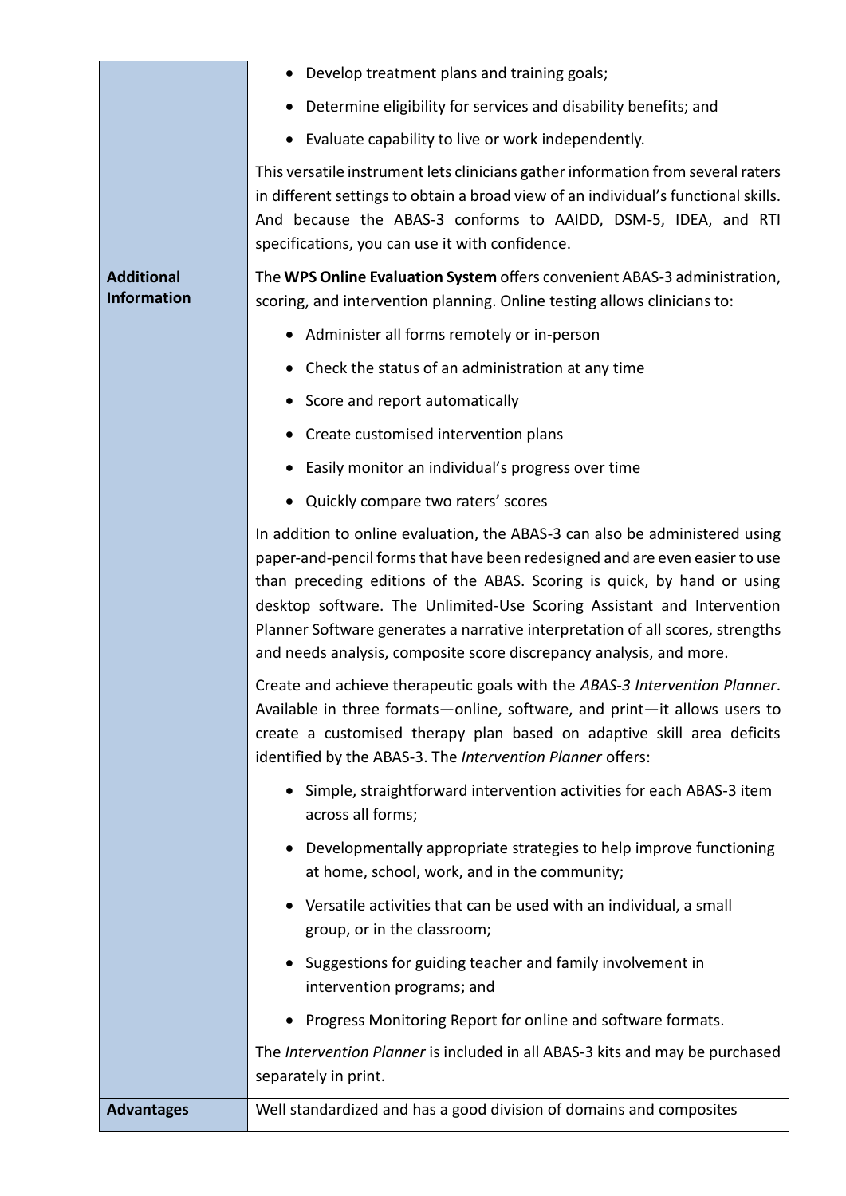| | |
|---|---|
| | • Develop treatment plans and training goals;<br>• Determine eligibility for services and disability benefits; and<br>• Evaluate capability to live or work independently.<br><br>This versatile instrument lets clinicians gather information from several raters in different settings to obtain a broad view of an individual's functional skills. And because the ABAS-3 conforms to AAIDD, DSM-5, IDEA, and RTI specifications, you can use it with confidence. |
| **Additional Information** | The **WPS Online Evaluation System** offers convenient ABAS-3 administration, scoring, and intervention planning. Online testing allows clinicians to:<br><br>• Administer all forms remotely or in-person<br>• Check the status of an administration at any time<br>• Score and report automatically<br>• Create customised intervention plans<br>• Easily monitor an individual's progress over time<br>• Quickly compare two raters' scores<br><br>In addition to online evaluation, the ABAS-3 can also be administered using paper-and-pencil forms that have been redesigned and are even easier to use than preceding editions of the ABAS. Scoring is quick, by hand or using desktop software. The Unlimited-Use Scoring Assistant and Intervention Planner Software generates a narrative interpretation of all scores, strengths and needs analysis, composite score discrepancy analysis, and more.<br><br>Create and achieve therapeutic goals with the *ABAS-3 Intervention Planner*. Available in three formats—online, software, and print—it allows users to create a customised therapy plan based on adaptive skill area deficits identified by the ABAS-3. The *Intervention Planner* offers:<br><br>• Simple, straightforward intervention activities for each ABAS-3 item across all forms;<br>• Developmentally appropriate strategies to help improve functioning at home, school, work, and in the community;<br>• Versatile activities that can be used with an individual, a small group, or in the classroom;<br>• Suggestions for guiding teacher and family involvement in intervention programs; and<br>• Progress Monitoring Report for online and software formats.<br><br>The *Intervention Planner* is included in all ABAS-3 kits and may be purchased separately in print. |
| **Advantages** | Well standardized and has a good division of domains and composites |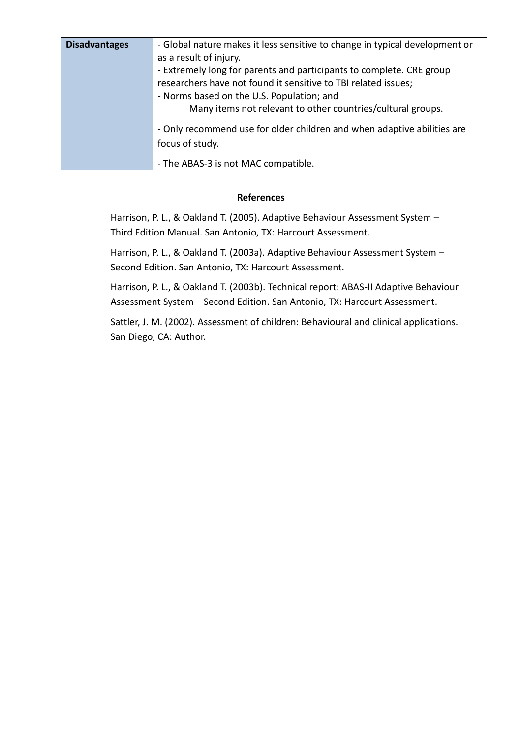| | |
|---|---|
| **Disadvantages** | - Global nature makes it less sensitive to change in typical development or as a result of injury.<br>- Extremely long for parents and participants to complete. CRE group researchers have not found it sensitive to TBI related issues;<br>- Norms based on the U.S. Population; and<br>Many items not relevant to other countries/cultural groups.<br>- Only recommend use for older children and when adaptive abilities are focus of study.<br>- The ABAS-3 is not MAC compatible. |

**References**

Harrison, P. L., & Oakland T. (2005). Adaptive Behaviour Assessment System – Third Edition Manual. San Antonio, TX: Harcourt Assessment.

Harrison, P. L., & Oakland T. (2003a). Adaptive Behaviour Assessment System – Second Edition. San Antonio, TX: Harcourt Assessment.

Harrison, P. L., & Oakland T. (2003b). Technical report: ABAS-II Adaptive Behaviour Assessment System – Second Edition. San Antonio, TX: Harcourt Assessment.

Sattler, J. M. (2002). Assessment of children: Behavioural and clinical applications. San Diego, CA: Author.